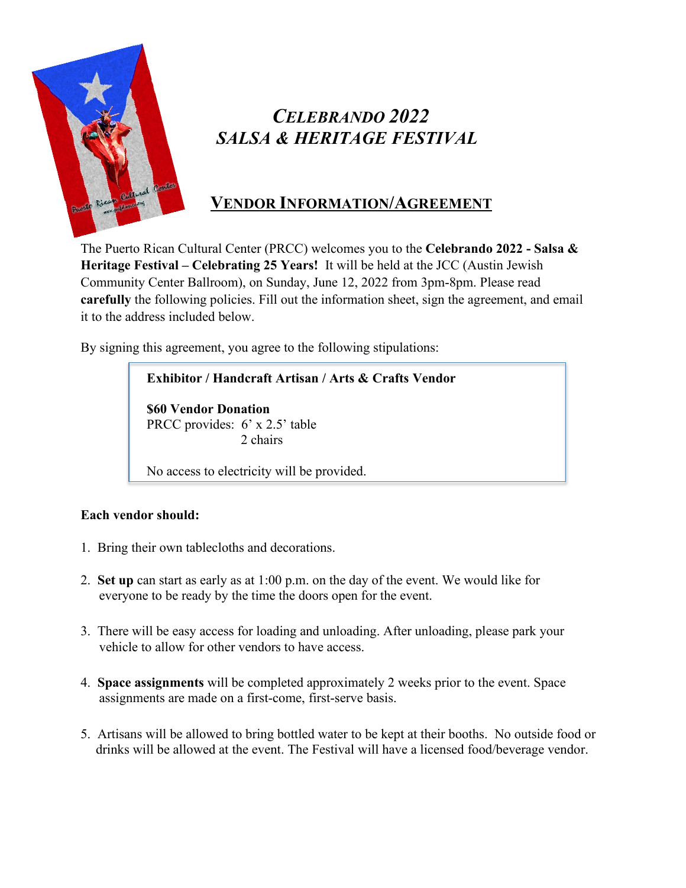# *CELEBRANDO 2022*
# *SALSA & HERITAGE FESTIVAL*

## VENDOR INFORMATION/AGREEMENT

The Puerto Rican Cultural Center (PRCC) welcomes you to the **Celebrando 2022 - Salsa & Heritage Festival – Celebrating 25 Years!** It will be held at the JCC (Austin Jewish Community Center Ballroom), on Sunday, June 12, 2022 from 3pm-8pm. Please read **carefully** the following policies. Fill out the information sheet, sign the agreement, and email it to the address included below.

By signing this agreement, you agree to the following stipulations:

**Exhibitor / Handcraft Artisan / Arts & Crafts Vendor**

**$60 Vendor Donation**
PRCC provides: 6' x 2.5' table
2 chairs

No access to electricity will be provided.

**Each vendor should:**

1. Bring their own tablecloths and decorations.
2. **Set up** can start as early as at 1:00 p.m. on the day of the event. We would like for everyone to be ready by the time the doors open for the event.
3. There will be easy access for loading and unloading. After unloading, please park your vehicle to allow for other vendors to have access.
4. **Space assignments** will be completed approximately 2 weeks prior to the event. Space assignments are made on a first-come, first-serve basis.
5. Artisans will be allowed to bring bottled water to be kept at their booths. No outside food or drinks will be allowed at the event. The Festival will have a licensed food/beverage vendor.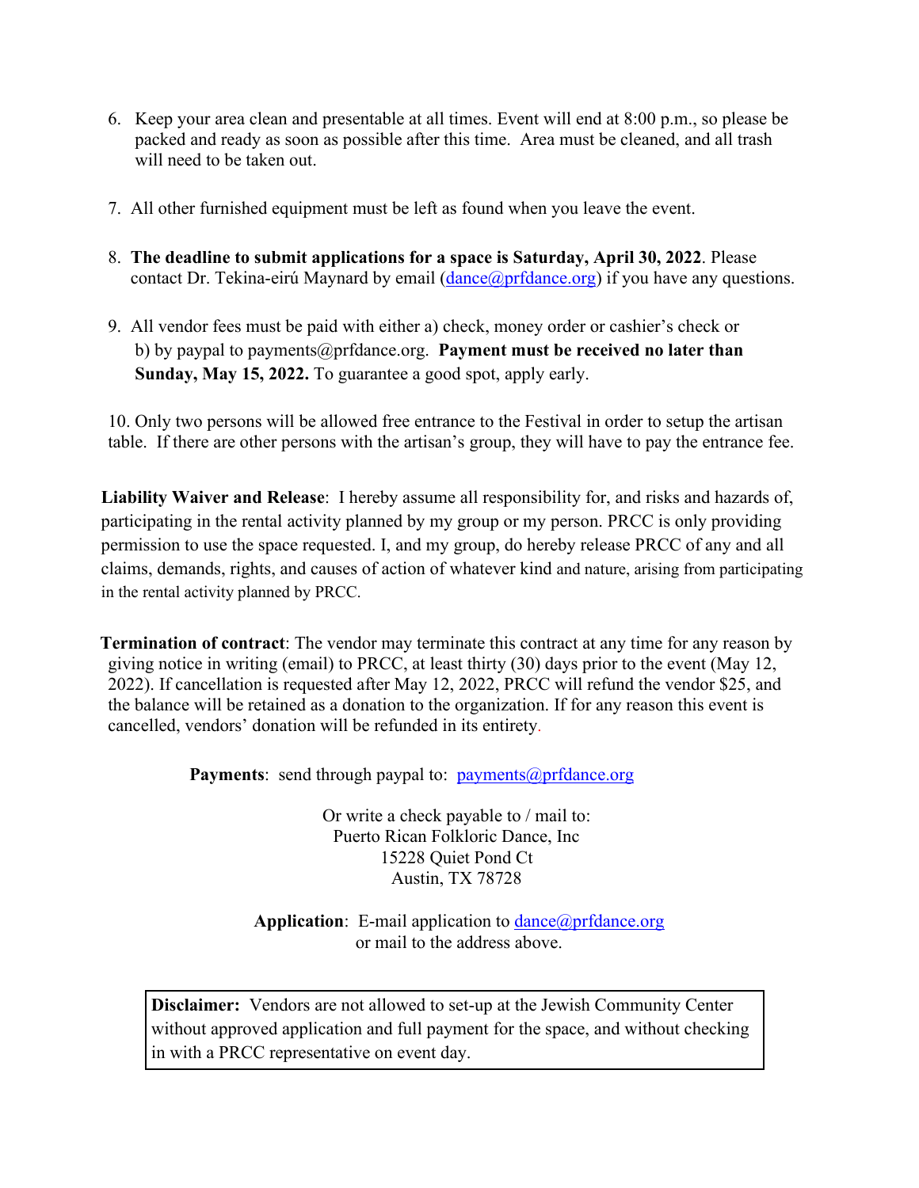6. Keep your area clean and presentable at all times. Event will end at 8:00 p.m., so please be packed and ready as soon as possible after this time. Area must be cleaned, and all trash will need to be taken out.

7. All other furnished equipment must be left as found when you leave the event.

8. **The deadline to submit applications for a space is Saturday, April 30, 2022**. Please contact Dr. Tekina-eirú Maynard by email (dance@prfdance.org) if you have any questions.

9. All vendor fees must be paid with either a) check, money order or cashier's check or b) by paypal to payments@prfdance.org. **Payment must be received no later than Sunday, May 15, 2022.** To guarantee a good spot, apply early.

10. Only two persons will be allowed free entrance to the Festival in order to setup the artisan table. If there are other persons with the artisan's group, they will have to pay the entrance fee.

**Liability Waiver and Release**: I hereby assume all responsibility for, and risks and hazards of, participating in the rental activity planned by my group or my person. PRCC is only providing permission to use the space requested. I, and my group, do hereby release PRCC of any and all claims, demands, rights, and causes of action of whatever kind and nature, arising from participating in the rental activity planned by PRCC.

**Termination of contract**: The vendor may terminate this contract at any time for any reason by giving notice in writing (email) to PRCC, at least thirty (30) days prior to the event (May 12, 2022). If cancellation is requested after May 12, 2022, PRCC will refund the vendor $25, and the balance will be retained as a donation to the organization. If for any reason this event is cancelled, vendors' donation will be refunded in its entirety.

**Payments**: send through paypal to: payments@prfdance.org

Or write a check payable to / mail to:
Puerto Rican Folkloric Dance, Inc
15228 Quiet Pond Ct
Austin, TX 78728

**Application**: E-mail application to dance@prfdance.org
or mail to the address above.

**Disclaimer:** Vendors are not allowed to set-up at the Jewish Community Center without approved application and full payment for the space, and without checking in with a PRCC representative on event day.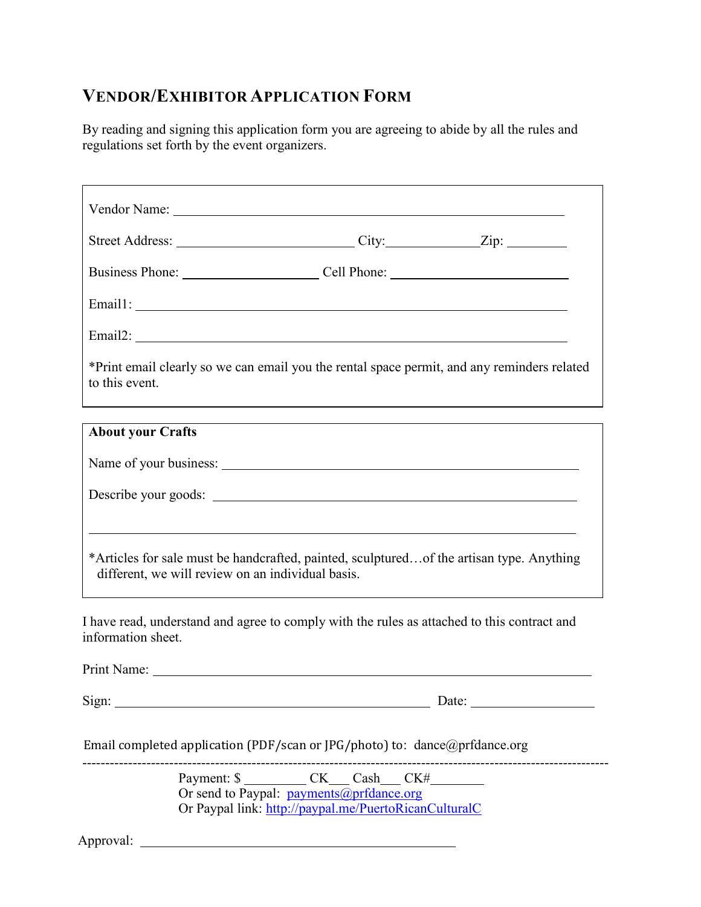# VENDOR/EXHIBITOR APPLICATION FORM

By reading and signing this application form you are agreeing to abide by all the rules and regulations set forth by the event organizers.

Vendor Name: ______________________________________________

Street Address: ________________________ City:____________Zip: ________

Business Phone: __________________ Cell Phone: ______________________

Email1: ________________________________________________________

Email2: ________________________________________________________

*Print email clearly so we can email you the rental space permit, and any reminders related to this event.

**About your Crafts**

Name of your business: ______________________________________________

Describe your goods: ________________________________________________

______________________________________________________________

*Articles for sale must be handcrafted, painted, sculptured…of the artisan type. Anything different, we will review on an individual basis.

I have read, understand and agree to comply with the rules as attached to this contract and information sheet.

Print Name: ______________________________________________________

Sign: ____________________________________________ Date: ________________

Email completed application (PDF/scan or JPG/photo) to: dance@prfdance.org

---

Payment: $ _________ CK___ Cash___ CK#________
Or send to Paypal: [payments@prfdance.org](mailto:payments@prfdance.org)
Or Paypal link: [http://paypal.me/PuertoRicanCulturalC](http://paypal.me/PuertoRicanCulturalC)

Approval: ____________________________________________